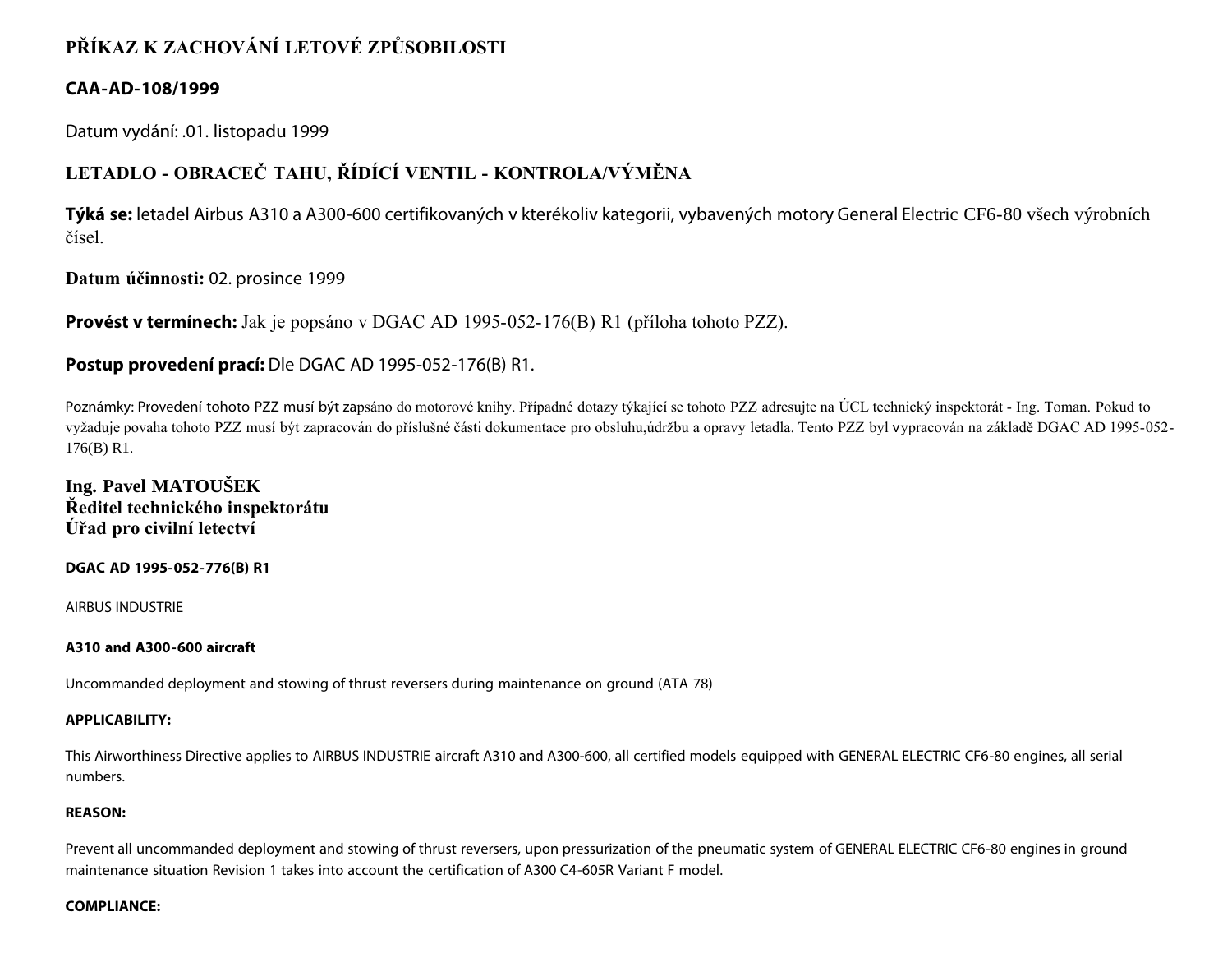# PŘÍKAZ K ZACHOVÁNÍ LETOVÉ ZPŮSOBILOSTI

## CAA-AD-108/1999

Datum vydání: .01. listopadu 1999

## LETADLO - OBRACEČ TAHU, ŘÍDÍCÍ VENTIL - KONTROLA/VÝMĚNA

**Týká se:** letadel Airbus A310 a A300-600 certifikovaných v kterékoliv kategorii, vybavených motory General Electric CF6-80 všech výrobních čísel.

**Datum účinnosti:** 02. prosince 1999

**Provést v termínech:** Jak je popsáno v DGAC AD 1995-052-176(B) R1 (příloha tohoto PZZ).

**Postup provedení prací:** Dle DGAC AD 1995-052-176(B) R1.

Poznámky: Provedení tohoto PZZ musí být zapsáno do motorové knihy. Případné dotazy týkající se tohoto PZZ adresujte na ÚCL technický inspektorát - Ing. Toman. Pokud to vyžaduje povaha tohoto PZZ musí být zapracován do příslušné části dokumentace pro obsluhu,údržbu a opravy letadla. Tento PZZ byl vypracován na základě DGAC AD 1995-052-176(B) R1.

**Ing. Pavel MATOUŠEK**
**Ředitel technického inspektorátu**
**Úřad pro civilní letectví**

**DGAC AD 1995-052-776(B) R1**

AIRBUS INDUSTRIE

**A310 and A300-600 aircraft**

Uncommanded deployment and stowing of thrust reversers during maintenance on ground (ATA 78)

**APPLICABILITY:**

This Airworthiness Directive applies to AIRBUS INDUSTRIE aircraft A310 and A300-600, all certified models equipped with GENERAL ELECTRIC CF6-80 engines, all serial numbers.

**REASON:**

Prevent all uncommanded deployment and stowing of thrust reversers, upon pressurization of the pneumatic system of GENERAL ELECTRIC CF6-80 engines in ground maintenance situation Revision 1 takes into account the certification of A300 C4-605R Variant F model.

**COMPLIANCE:**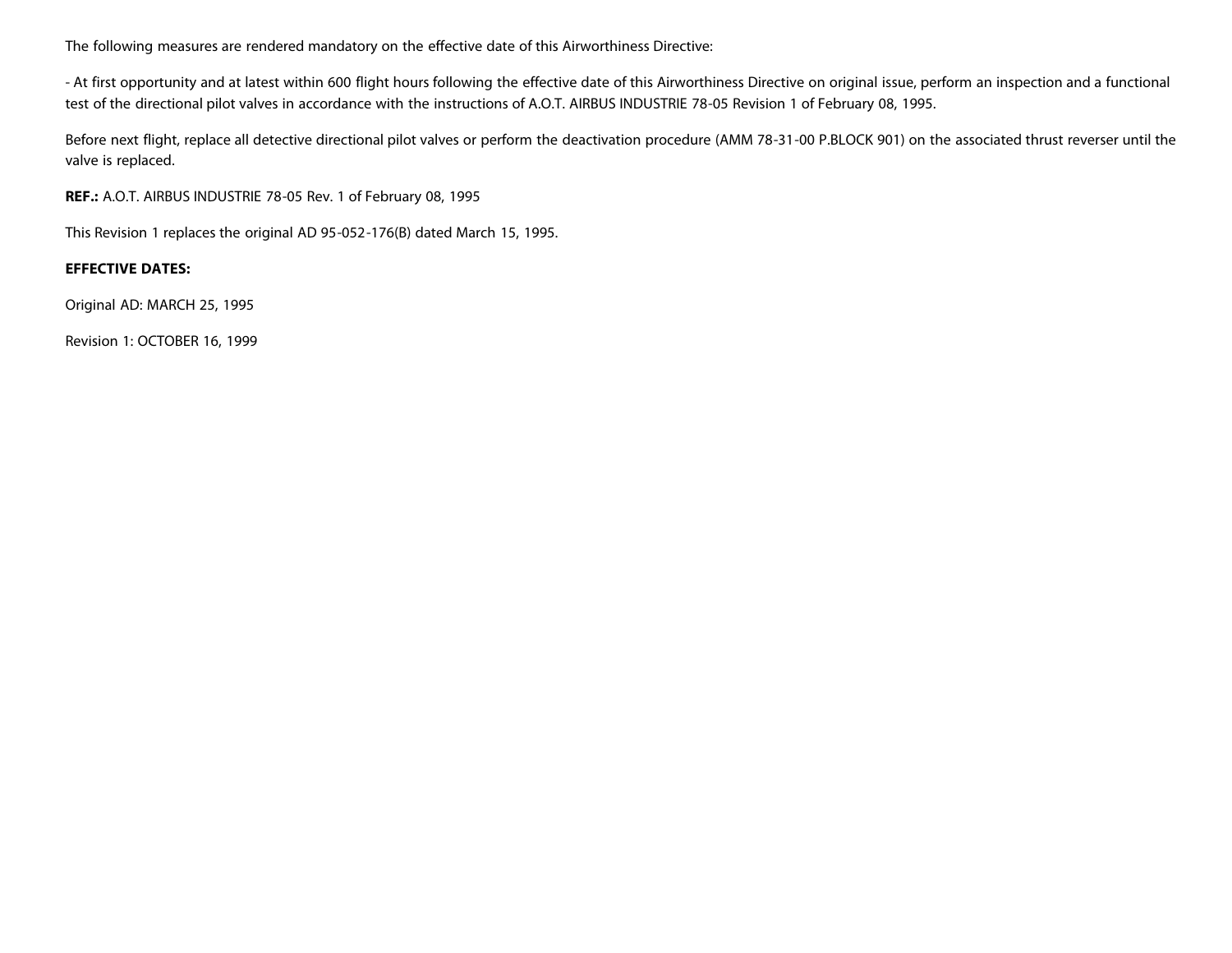The following measures are rendered mandatory on the effective date of this Airworthiness Directive:

- At first opportunity and at latest within 600 flight hours following the effective date of this Airworthiness Directive on original issue, perform an inspection and a functional test of the directional pilot valves in accordance with the instructions of A.O.T. AIRBUS INDUSTRIE 78-05 Revision 1 of February 08, 1995.

Before next flight, replace all detective directional pilot valves or perform the deactivation procedure (AMM 78-31-00 P.BLOCK 901) on the associated thrust reverser until the valve is replaced.

**REF.:** A.O.T. AIRBUS INDUSTRIE 78-05 Rev. 1 of February 08, 1995

This Revision 1 replaces the original AD 95-052-176(B) dated March 15, 1995.

**EFFECTIVE DATES:**

Original AD: MARCH 25, 1995

Revision 1: OCTOBER 16, 1999